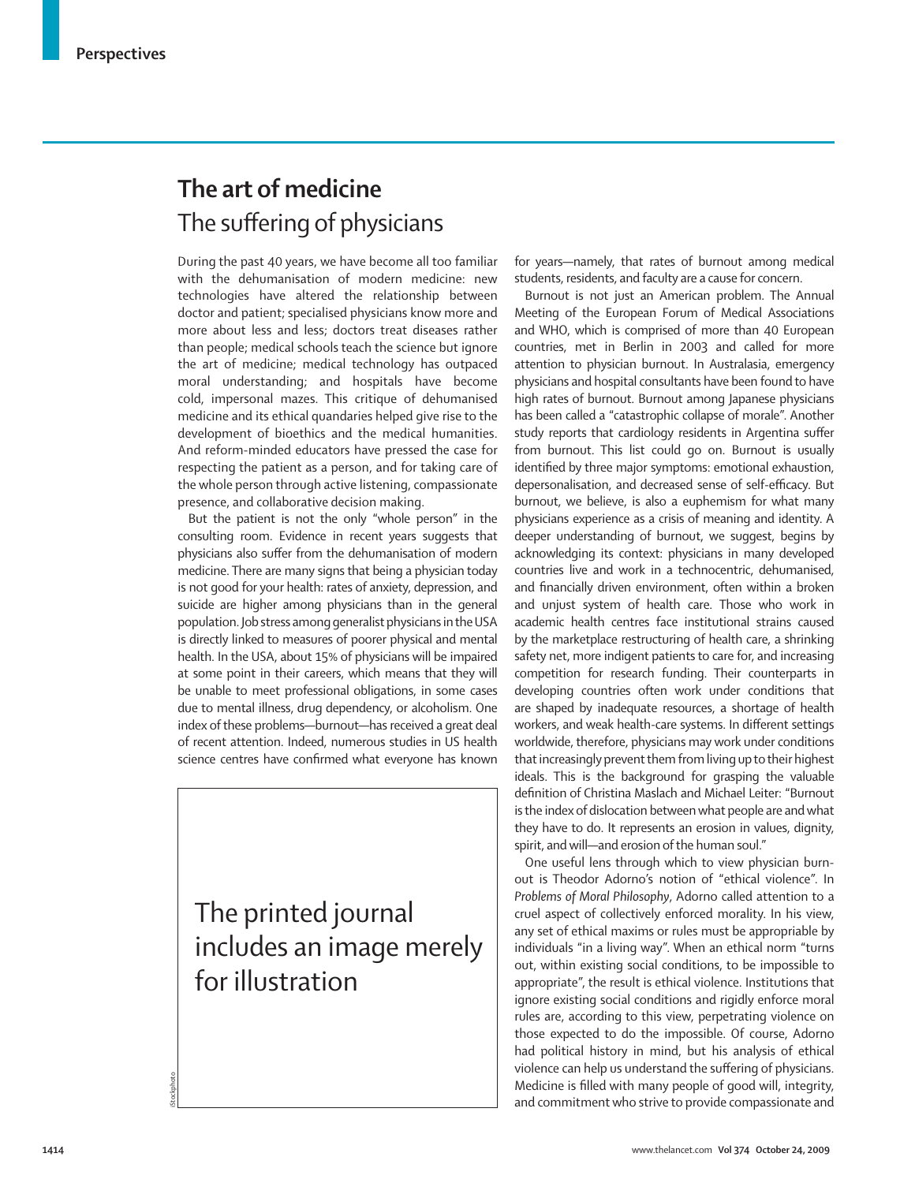# The art of medicine

## The suffering of physicians

During the past 40 years, we have become all too familiar with the dehumanisation of modern medicine: new technologies have altered the relationship between doctor and patient; specialised physicians know more and more about less and less; doctors treat diseases rather than people; medical schools teach the science but ignore the art of medicine; medical technology has outpaced moral understanding; and hospitals have become cold, impersonal mazes. This critique of dehumanised medicine and its ethical quandaries helped give rise to the development of bioethics and the medical humanities. And reform-minded educators have pressed the case for respecting the patient as a person, and for taking care of the whole person through active listening, compassionate presence, and collaborative decision making.

But the patient is not the only "whole person" in the consulting room. Evidence in recent years suggests that physicians also suffer from the dehumanisation of modern medicine. There are many signs that being a physician today is not good for your health: rates of anxiety, depression, and suicide are higher among physicians than in the general population. Job stress among generalist physicians in the USA is directly linked to measures of poorer physical and mental health. In the USA, about 15% of physicians will be impaired at some point in their careers, which means that they will be unable to meet professional obligations, in some cases due to mental illness, drug dependency, or alcoholism. One index of these problems—burnout—has received a great deal of recent attention. Indeed, numerous studies in US health science centres have confirmed what everyone has known for years—namely, that rates of burnout among medical students, residents, and faculty are a cause for concern.

The printed journal includes an image merely for illustration

Burnout is not just an American problem. The Annual Meeting of the European Forum of Medical Associations and WHO, which is comprised of more than 40 European countries, met in Berlin in 2003 and called for more attention to physician burnout. In Australasia, emergency physicians and hospital consultants have been found to have high rates of burnout. Burnout among Japanese physicians has been called a "catastrophic collapse of morale". Another study reports that cardiology residents in Argentina suffer from burnout. This list could go on. Burnout is usually identified by three major symptoms: emotional exhaustion, depersonalisation, and decreased sense of self-efficacy. But burnout, we believe, is also a euphemism for what many physicians experience as a crisis of meaning and identity. A deeper understanding of burnout, we suggest, begins by acknowledging its context: physicians in many developed countries live and work in a technocentric, dehumanised, and financially driven environment, often within a broken and unjust system of health care. Those who work in academic health centres face institutional strains caused by the marketplace restructuring of health care, a shrinking safety net, more indigent patients to care for, and increasing competition for research funding. Their counterparts in developing countries often work under conditions that are shaped by inadequate resources, a shortage of health workers, and weak health-care systems. In different settings worldwide, therefore, physicians may work under conditions that increasingly prevent them from living up to their highest ideals. This is the background for grasping the valuable definition of Christina Maslach and Michael Leiter: "Burnout is the index of dislocation between what people are and what they have to do. It represents an erosion in values, dignity, spirit, and will—and erosion of the human soul."

One useful lens through which to view physician burnout is Theodor Adorno's notion of "ethical violence". In *Problems of Moral Philosophy*, Adorno called attention to a cruel aspect of collectively enforced morality. In his view, any set of ethical maxims or rules must be appropriable by individuals "in a living way". When an ethical norm "turns out, within existing social conditions, to be impossible to appropriate", the result is ethical violence. Institutions that ignore existing social conditions and rigidly enforce moral rules are, according to this view, perpetrating violence on those expected to do the impossible. Of course, Adorno had political history in mind, but his analysis of ethical violence can help us understand the suffering of physicians. Medicine is filled with many people of good will, integrity, and commitment who strive to provide compassionate and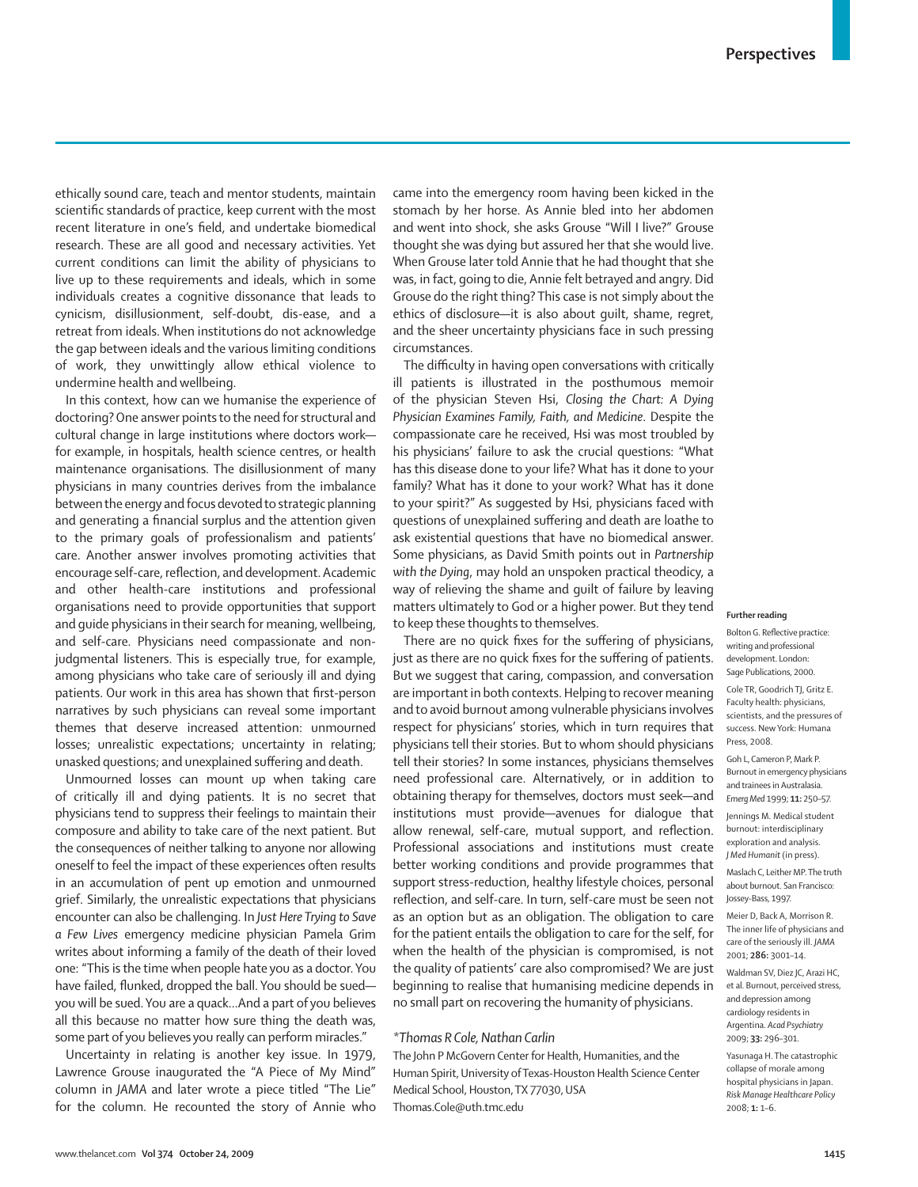ethically sound care, teach and mentor students, maintain scientific standards of practice, keep current with the most recent literature in one's field, and undertake biomedical research. These are all good and necessary activities. Yet current conditions can limit the ability of physicians to live up to these requirements and ideals, which in some individuals creates a cognitive dissonance that leads to cynicism, disillusionment, self-doubt, dis-ease, and a retreat from ideals. When institutions do not acknowledge the gap between ideals and the various limiting conditions of work, they unwittingly allow ethical violence to undermine health and wellbeing.

In this context, how can we humanise the experience of doctoring? One answer points to the need for structural and cultural change in large institutions where doctors work—for example, in hospitals, health science centres, or health maintenance organisations. The disillusionment of many physicians in many countries derives from the imbalance between the energy and focus devoted to strategic planning and generating a financial surplus and the attention given to the primary goals of professionalism and patients' care. Another answer involves promoting activities that encourage self-care, reflection, and development. Academic and other health-care institutions and professional organisations need to provide opportunities that support and guide physicians in their search for meaning, wellbeing, and self-care. Physicians need compassionate and non-judgmental listeners. This is especially true, for example, among physicians who take care of seriously ill and dying patients. Our work in this area has shown that first-person narratives by such physicians can reveal some important themes that deserve increased attention: unmourned losses; unrealistic expectations; uncertainty in relating; unasked questions; and unexplained suffering and death.

Unmourned losses can mount up when taking care of critically ill and dying patients. It is no secret that physicians tend to suppress their feelings to maintain their composure and ability to take care of the next patient. But the consequences of neither talking to anyone nor allowing oneself to feel the impact of these experiences often results in an accumulation of pent up emotion and unmourned grief. Similarly, the unrealistic expectations that physicians encounter can also be challenging. In *Just Here Trying to Save a Few Lives* emergency medicine physician Pamela Grim writes about informing a family of the death of their loved one: "This is the time when people hate you as a doctor. You have failed, flunked, dropped the ball. You should be sued—you will be sued. You are a quack...And a part of you believes all this because no matter how sure thing the death was, some part of you believes you really can perform miracles."

Uncertainty in relating is another key issue. In 1979, Lawrence Grouse inaugurated the "A Piece of My Mind" column in *JAMA* and later wrote a piece titled "The Lie" for the column. He recounted the story of Annie who came into the emergency room having been kicked in the stomach by her horse. As Annie bled into her abdomen and went into shock, she asks Grouse "Will I live?" Grouse thought she was dying but assured her that she would live. When Grouse later told Annie that he had thought that she was, in fact, going to die, Annie felt betrayed and angry. Did Grouse do the right thing? This case is not simply about the ethics of disclosure—it is also about guilt, shame, regret, and the sheer uncertainty physicians face in such pressing circumstances.

The difficulty in having open conversations with critically ill patients is illustrated in the posthumous memoir of the physician Steven Hsi, *Closing the Chart: A Dying Physician Examines Family, Faith, and Medicine*. Despite the compassionate care he received, Hsi was most troubled by his physicians' failure to ask the crucial questions: "What has this disease done to your life? What has it done to your family? What has it done to your work? What has it done to your spirit?" As suggested by Hsi, physicians faced with questions of unexplained suffering and death are loathe to ask existential questions that have no biomedical answer. Some physicians, as David Smith points out in *Partnership with the Dying*, may hold an unspoken practical theodicy, a way of relieving the shame and guilt of failure by leaving matters ultimately to God or a higher power. But they tend to keep these thoughts to themselves.

There are no quick fixes for the suffering of physicians, just as there are no quick fixes for the suffering of patients. But we suggest that caring, compassion, and conversation are important in both contexts. Helping to recover meaning and to avoid burnout among vulnerable physicians involves respect for physicians' stories, which in turn requires that physicians tell their stories. But to whom should physicians tell their stories? In some instances, physicians themselves need professional care. Alternatively, or in addition to obtaining therapy for themselves, doctors must seek—and institutions must provide—avenues for dialogue that allow renewal, self-care, mutual support, and reflection. Professional associations and institutions must create better working conditions and provide programmes that support stress-reduction, healthy lifestyle choices, personal reflection, and self-care. In turn, self-care must be seen not as an option but as an obligation. The obligation to care for the patient entails the obligation to care for the self, for when the health of the physician is compromised, is not the quality of patients' care also compromised? We are just beginning to realise that humanising medicine depends in no small part on recovering the humanity of physicians.

*\*Thomas R Cole, Nathan Carlin*

The John P McGovern Center for Health, Humanities, and the Human Spirit, University of Texas-Houston Health Science Center Medical School, Houston, TX 77030, USA
Thomas.Cole@uth.tmc.edu

**Further reading**

Bolton G. Reflective practice: writing and professional development. London: Sage Publications, 2000.

Cole TR, Goodrich TJ, Gritz E. Faculty health: physicians, scientists, and the pressures of success. New York: Humana Press, 2008.

Goh L, Cameron P, Mark P. Burnout in emergency physicians and trainees in Australasia. *Emerg Med* 1999; **11:** 250–57.

Jennings M. Medical student burnout: interdisciplinary exploration and analysis. *J Med Humanit* (in press).

Maslach C, Leither MP. The truth about burnout. San Francisco: Jossey-Bass, 1997.

Meier D, Back A, Morrison R. The inner life of physicians and care of the seriously ill. *JAMA* 2001; **286:** 3001–14.

Waldman SV, Diez JC, Arazi HC, et al. Burnout, perceived stress, and depression among cardiology residents in Argentina. *Acad Psychiatry* 2009; **33:** 296–301.

Yasunaga H. The catastrophic collapse of morale among hospital physicians in Japan. *Risk Manage Healthcare Policy* 2008; **1:** 1–6.